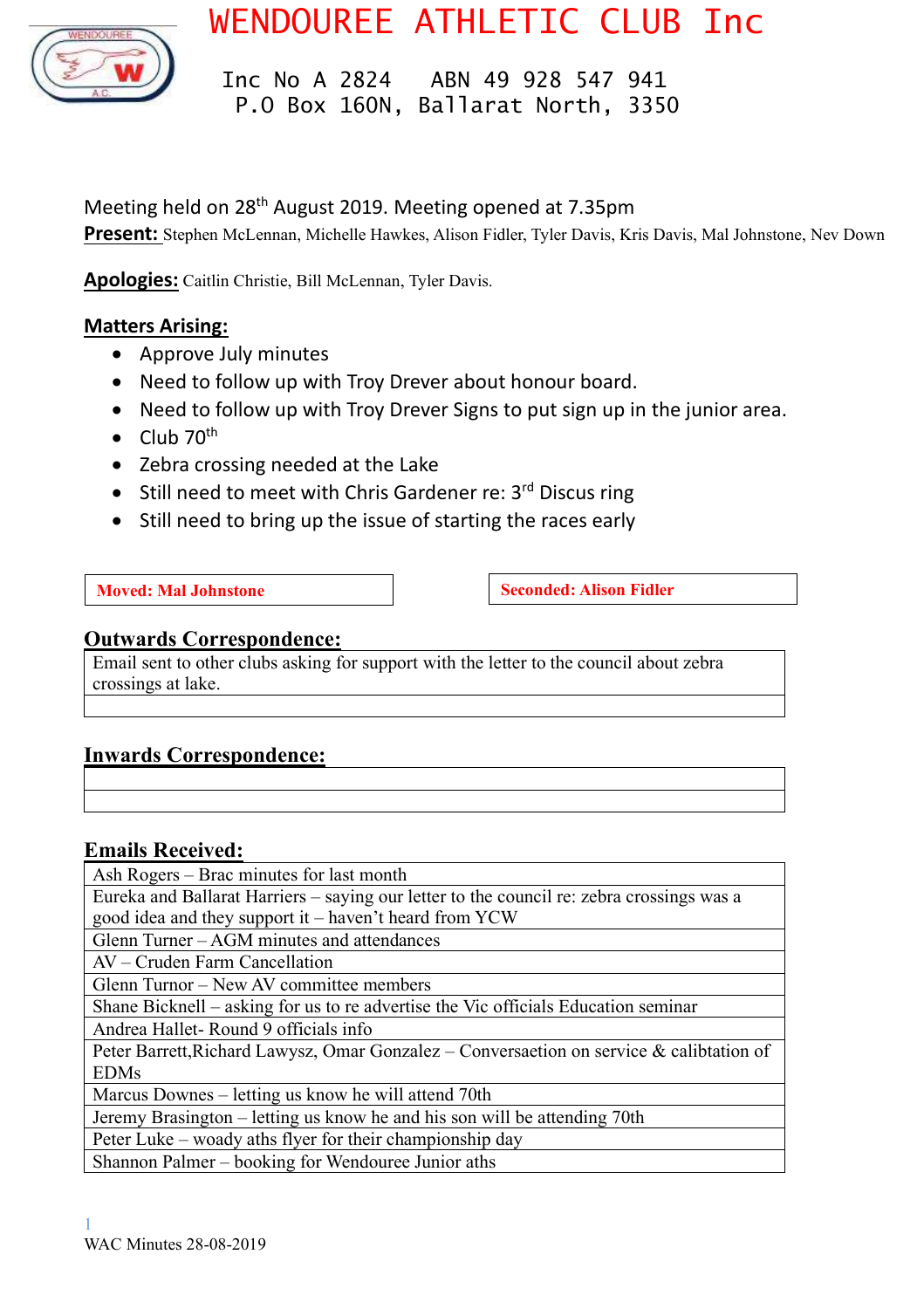# WENDOUREE ATHLETIC CLUB Inc

Inc No A 2824 ABN 49 928 547 941
P.O Box 160N, Ballarat North, 3350

Meeting held on 28th August 2019. Meeting opened at 7.35pm

**Present:** Stephen McLennan, Michelle Hawkes, Alison Fidler, Tyler Davis, Kris Davis, Mal Johnstone, Nev Down

**Apologies:** Caitlin Christie, Bill McLennan, Tyler Davis.

## Matters Arising:

- Approve July minutes
- Need to follow up with Troy Drever about honour board.
- Need to follow up with Troy Drever Signs to put sign up in the junior area.
- Club 70th
- Zebra crossing needed at the Lake
- Still need to meet with Chris Gardener re: 3rd Discus ring
- Still need to bring up the issue of starting the races early

**Moved: Mal Johnstone** | **Seconded: Alison Fidler**

## Outwards Correspondence:

| Email sent to other clubs asking for support with the letter to the council about zebra crossings at lake. |
|---|
| |

## Inwards Correspondence:

| |
|---|
| |

## Emails Received:

| Ash Rogers – Brac minutes for last month |
|---|
| Eureka and Ballarat Harriers – saying our letter to the council re: zebra crossings was a good idea and they support it – haven't heard from YCW |
| Glenn Turner – AGM minutes and attendances |
| AV – Cruden Farm Cancellation |
| Glenn Turnor – New AV committee members |
| Shane Bicknell – asking for us to re advertise the Vic officials Education seminar |
| Andrea Hallet- Round 9 officials info |
| Peter Barrett,Richard Lawysz, Omar Gonzalez – Conversaetion on service & caliblation of EDMs |
| Marcus Downes – letting us know he will attend 70th |
| Jeremy Brasington – letting us know he and his son will be attending 70th |
| Peter Luke – woady aths flyer for their championship day |
| Shannon Palmer – booking for Wendouree Junior aths |

WAC Minutes 28-08-2019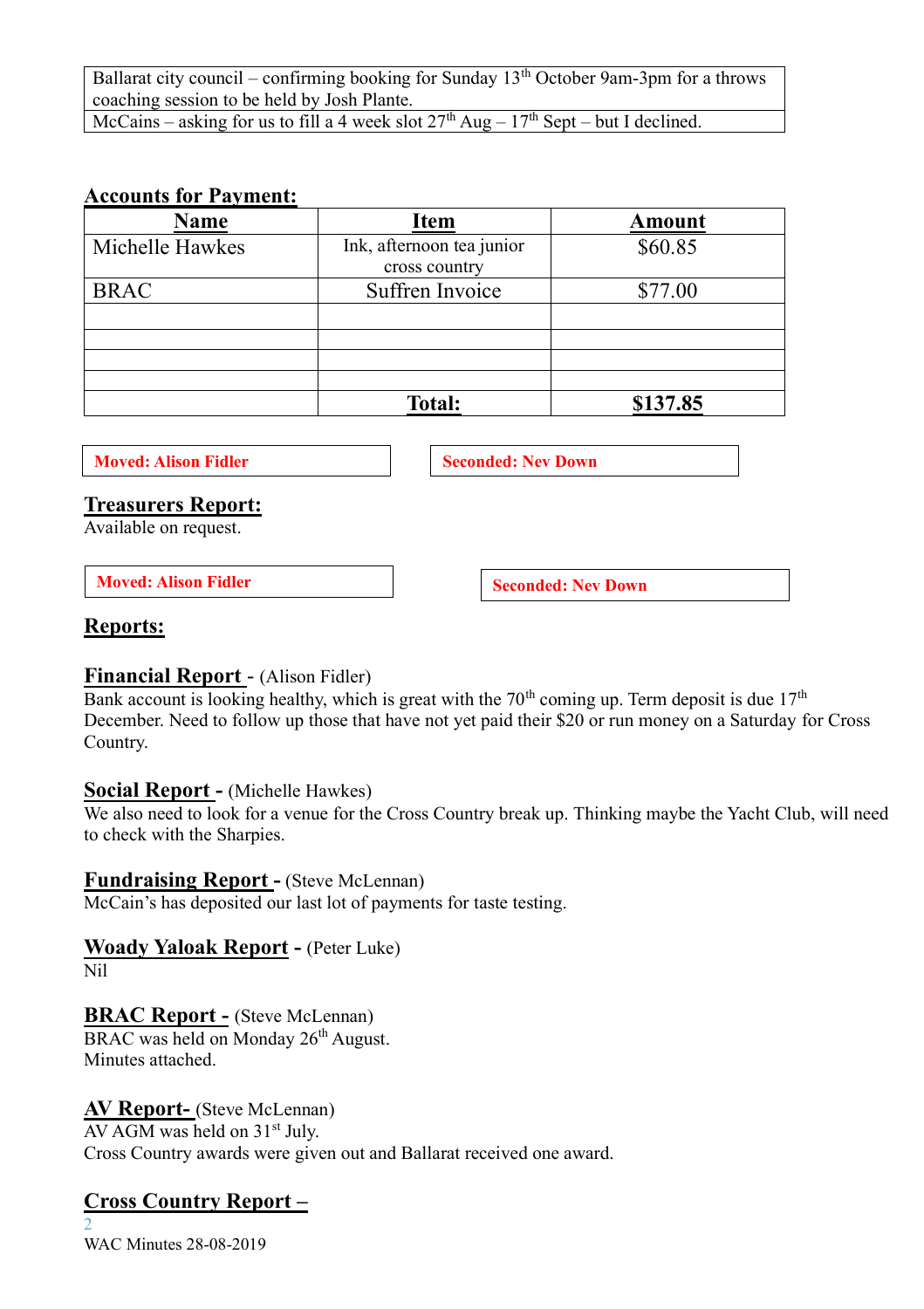| Ballarat city council – confirming booking for Sunday 13th October 9am-3pm for a throws coaching session to be held by Josh Plante. |
|---|
| McCains – asking for us to fill a 4 week slot 27th Aug – 17th Sept – but I declined. |

## Accounts for Payment:

| Name | Item | Amount |
|---|---|---|
| Michelle Hawkes | Ink, afternoon tea junior cross country | $60.85 |
| BRAC | Suffren Invoice | $77.00 |
| | | |
| | | |
| | | |
| | | |
| | **Total:** | **$137.85** |

**Moved: Alison Fidler** | **Seconded: Nev Down**

## Treasurers Report:

Available on request.

**Moved: Alison Fidler** | **Seconded: Nev Down**

## Reports:

### Financial Report - (Alison Fidler)

Bank account is looking healthy, which is great with the 70th coming up. Term deposit is due 17th December. Need to follow up those that have not yet paid their $20 or run money on a Saturday for Cross Country.

### Social Report - (Michelle Hawkes)

We also need to look for a venue for the Cross Country break up. Thinking maybe the Yacht Club, will need to check with the Sharpies.

### Fundraising Report - (Steve McLennan)

McCain's has deposited our last lot of payments for taste testing.

### Woady Yaloak Report - (Peter Luke)

Nil

### BRAC Report - (Steve McLennan)

BRAC was held on Monday 26th August.
Minutes attached.

### AV Report- (Steve McLennan)

AV AGM was held on 31st July.
Cross Country awards were given out and Ballarat received one award.

### Cross Country Report –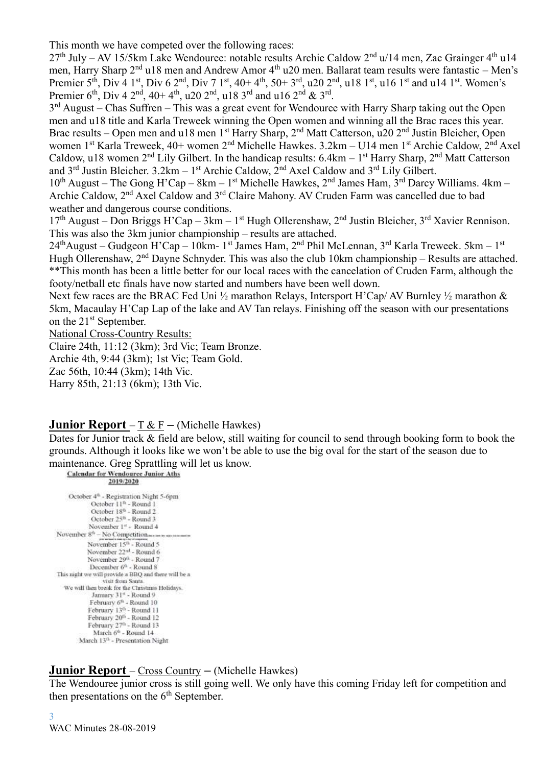This month we have competed over the following races:

27th July – AV 15/5km Lake Wendouree: notable results Archie Caldow 2nd u/14 men, Zac Grainger 4th u14 men, Harry Sharp 2nd u18 men and Andrew Amor 4th u20 men. Ballarat team results were fantastic – Men's Premier 5th, Div 4 1st, Div 6 2nd, Div 7 1st, 40+ 4th, 50+ 3rd, u20 2nd, u18 1st, u16 1st and u14 1st. Women's Premier 6th, Div 4 2nd, 40+ 4th, u20 2nd, u18 3rd and u16 2nd & 3rd.

3rd August – Chas Suffren – This was a great event for Wendouree with Harry Sharp taking out the Open men and u18 title and Karla Treweek winning the Open women and winning all the Brac races this year. Brac results – Open men and u18 men 1st Harry Sharp, 2nd Matt Catterson, u20 2nd Justin Bleicher, Open women 1st Karla Treweek, 40+ women 2nd Michelle Hawkes. 3.2km – U14 men 1st Archie Caldow, 2nd Axel Caldow, u18 women 2nd Lily Gilbert. In the handicap results: 6.4km – 1st Harry Sharp, 2nd Matt Catterson and 3rd Justin Bleicher. 3.2km – 1st Archie Caldow, 2nd Axel Caldow and 3rd Lily Gilbert.

10th August – The Gong H'Cap – 8km – 1st Michelle Hawkes, 2nd James Ham, 3rd Darcy Williams. 4km – Archie Caldow, 2nd Axel Caldow and 3rd Claire Mahony. AV Cruden Farm was cancelled due to bad weather and dangerous course conditions.

17th August – Don Briggs H'Cap – 3km – 1st Hugh Ollerenshaw, 2nd Justin Bleicher, 3rd Xavier Rennison. This was also the 3km junior championship – results are attached.

24th August – Gudgeon H'Cap – 10km- 1st James Ham, 2nd Phil McLennan, 3rd Karla Treweek. 5km – 1st Hugh Ollerenshaw, 2nd Dayne Schnyder. This was also the club 10km championship – Results are attached.

**This month has been a little better for our local races with the cancelation of Cruden Farm, although the footy/netball etc finals have now started and numbers have been well down.

Next few races are the BRAC Fed Uni ½ marathon Relays, Intersport H'Cap/ AV Burnley ½ marathon & 5km, Macaulay H'Cap Lap of the lake and AV Tan relays. Finishing off the season with our presentations on the 21st September.

National Cross-Country Results:

Claire 24th, 11:12 (3km); 3rd Vic; Team Bronze.
Archie 4th, 9:44 (3km); 1st Vic; Team Gold.
Zac 56th, 10:44 (3km); 14th Vic.
Harry 85th, 21:13 (6km); 13th Vic.

## Junior Report – T & F – (Michelle Hawkes)

Dates for Junior track & field are below, still waiting for council to send through booking form to book the grounds. Although it looks like we won't be able to use the big oval for the start of the season due to maintenance. Greg Sprattling will let us know.

**Calendar for Wendouree Junior Aths**
**2019/2020**

October 4th - Registration Night 5-6pm
October 11th - Round 1
October 18th - Round 2
October 25th - Round 3
November 1st - Round 4
November 8th – No Competition
November 15th - Round 5
November 22nd - Round 6
November 29th - Round 7
December 6th - Round 8
This night we will provide a BBQ and there will be a visit from Santa.
We will then break for the Christmas Holidays.
January 31st - Round 9
February 6th - Round 10
February 13th - Round 11
February 20th - Round 12
February 27th - Round 13
March 6th - Round 14
March 13th - Presentation Night

## Junior Report – Cross Country – (Michelle Hawkes)

The Wendouree junior cross is still going well. We only have this coming Friday left for competition and then presentations on the 6th September.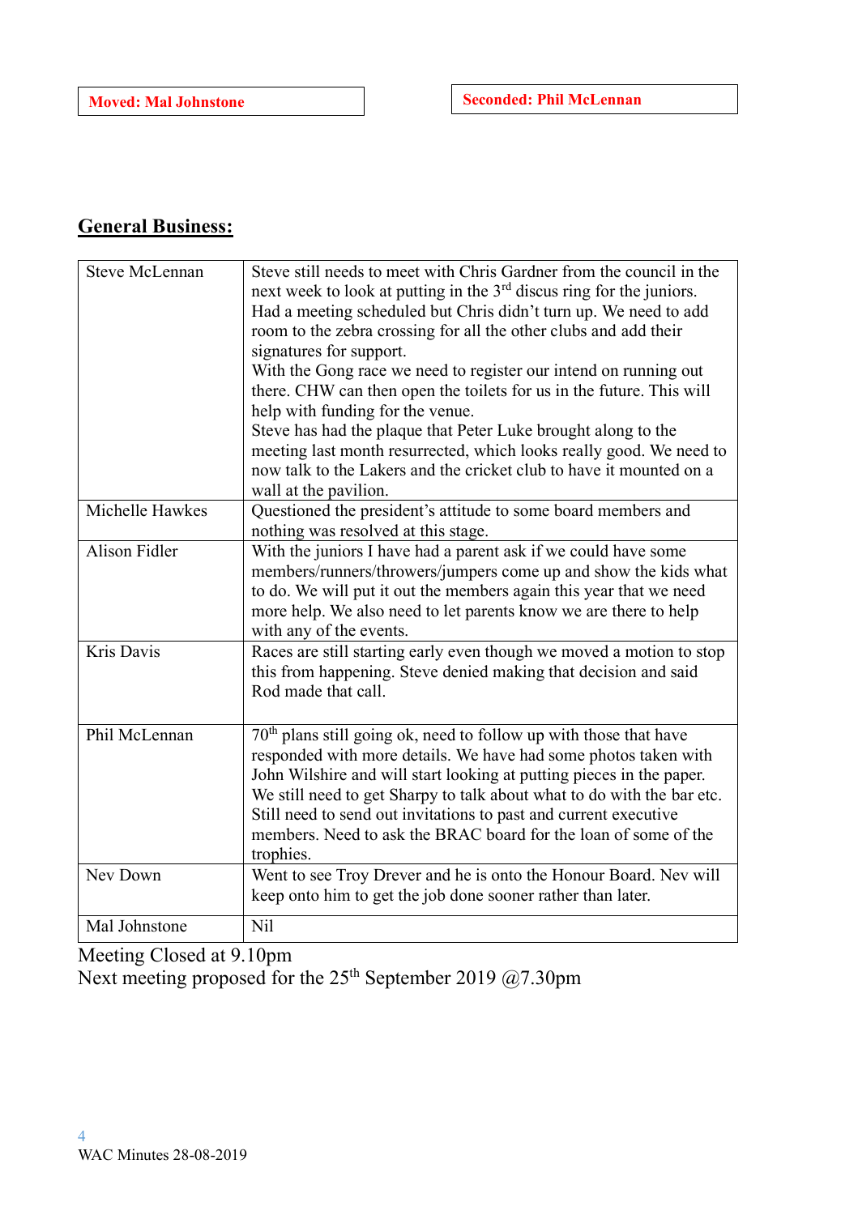**Moved: Mal Johnstone**

**Seconded: Phil McLennan**

## General Business:

| | |
|---|---|
| Steve McLennan | Steve still needs to meet with Chris Gardner from the council in the next week to look at putting in the 3rd discus ring for the juniors. Had a meeting scheduled but Chris didn't turn up. We need to add room to the zebra crossing for all the other clubs and add their signatures for support.<br>With the Gong race we need to register our intend on running out there. CHW can then open the toilets for us in the future. This will help with funding for the venue.<br>Steve has had the plaque that Peter Luke brought along to the meeting last month resurrected, which looks really good. We need to now talk to the Lakers and the cricket club to have it mounted on a wall at the pavilion. |
| Michelle Hawkes | Questioned the president's attitude to some board members and nothing was resolved at this stage. |
| Alison Fidler | With the juniors I have had a parent ask if we could have some members/runners/throwers/jumpers come up and show the kids what to do. We will put it out the members again this year that we need more help. We also need to let parents know we are there to help with any of the events. |
| Kris Davis | Races are still starting early even though we moved a motion to stop this from happening. Steve denied making that decision and said Rod made that call. |
| Phil McLennan | 70th plans still going ok, need to follow up with those that have responded with more details. We have had some photos taken with John Wilshire and will start looking at putting pieces in the paper. We still need to get Sharpy to talk about what to do with the bar etc. Still need to send out invitations to past and current executive members. Need to ask the BRAC board for the loan of some of the trophies. |
| Nev Down | Went to see Troy Drever and he is onto the Honour Board. Nev will keep onto him to get the job done sooner rather than later. |
| Mal Johnstone | Nil |

Meeting Closed at 9.10pm

Next meeting proposed for the 25th September 2019 @7.30pm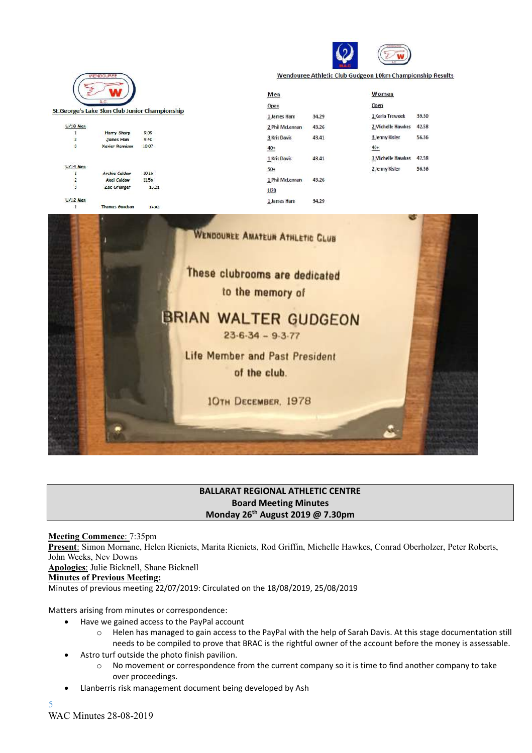Wendouree Athletic Club Gudgeon 10km Championship Results

| Men | | Women | |
|---|---|---|---|
| **Open** | | **Open** | |
| 1 James Ham | 34.29 | 1 Karla Treweek | 39.30 |
| 2 Phil McLennan | 43.26 | 2 Michelle Hawkes | 42.58 |
| 3 Kris Davis | 43.41 | 3 Jenny Kisler | 56.36 |
| **40+** | | **40+** | |
| 1 Kris Davis | 43.41 | 1 Michelle Hawkes | 42.58 |
| **50+** | | 2 Jenny Kisler | 56.36 |
| 1 Phil McLennan | 43.26 | | |
| **U20** | | | |
| 1 James Ham | 34.29 | | |

St.George's Lake 3km Club Junior Championship

| | Name | Time |
|---|---|---|
| **U/18 Men** | | |
| 1 | Harry Sharp | 9.09 |
| 2 | James Ham | 9.40 |
| 3 | Xavier Rennison | 10.07 |
| **U/14 Men** | | |
| 1 | Archie Caldow | 10.16 |
| 2 | Axel Caldow | 11.56 |
| 3 | Zac Grainger | 16.21 |
| **U/12 Men** | | |
| 1 | Thomas Goodson | 14.02 |

WENDOUREE AMATEUR ATHLETIC CLUB

These clubrooms are dedicated to the memory of

BRIAN WALTER GUDGEON

23-6-34 – 9-3-77

Life Member and Past President of the club.

10TH DECEMBER, 1978

## BALLARAT REGIONAL ATHLETIC CENTRE
## Board Meeting Minutes
## Monday 26th August 2019 @ 7.30pm

**Meeting Commence**: 7:35pm

**Present**: Simon Mornane, Helen Rieniets, Marita Rieniets, Rod Griffin, Michelle Hawkes, Conrad Oberholzer, Peter Roberts, John Weeks, Nev Downs

**Apologies**: Julie Bicknell, Shane Bicknell

**Minutes of Previous Meeting:**

Minutes of previous meeting 22/07/2019: Circulated on the 18/08/2019, 25/08/2019

Matters arising from minutes or correspondence:

- Have we gained access to the PayPal account
  - Helen has managed to gain access to the PayPal with the help of Sarah Davis. At this stage documentation still needs to be compiled to prove that BRAC is the rightful owner of the account before the money is assessable.
- Astro turf outside the photo finish pavilion.
  - No movement or correspondence from the current company so it is time to find another company to take over proceedings.
- Llanberris risk management document being developed by Ash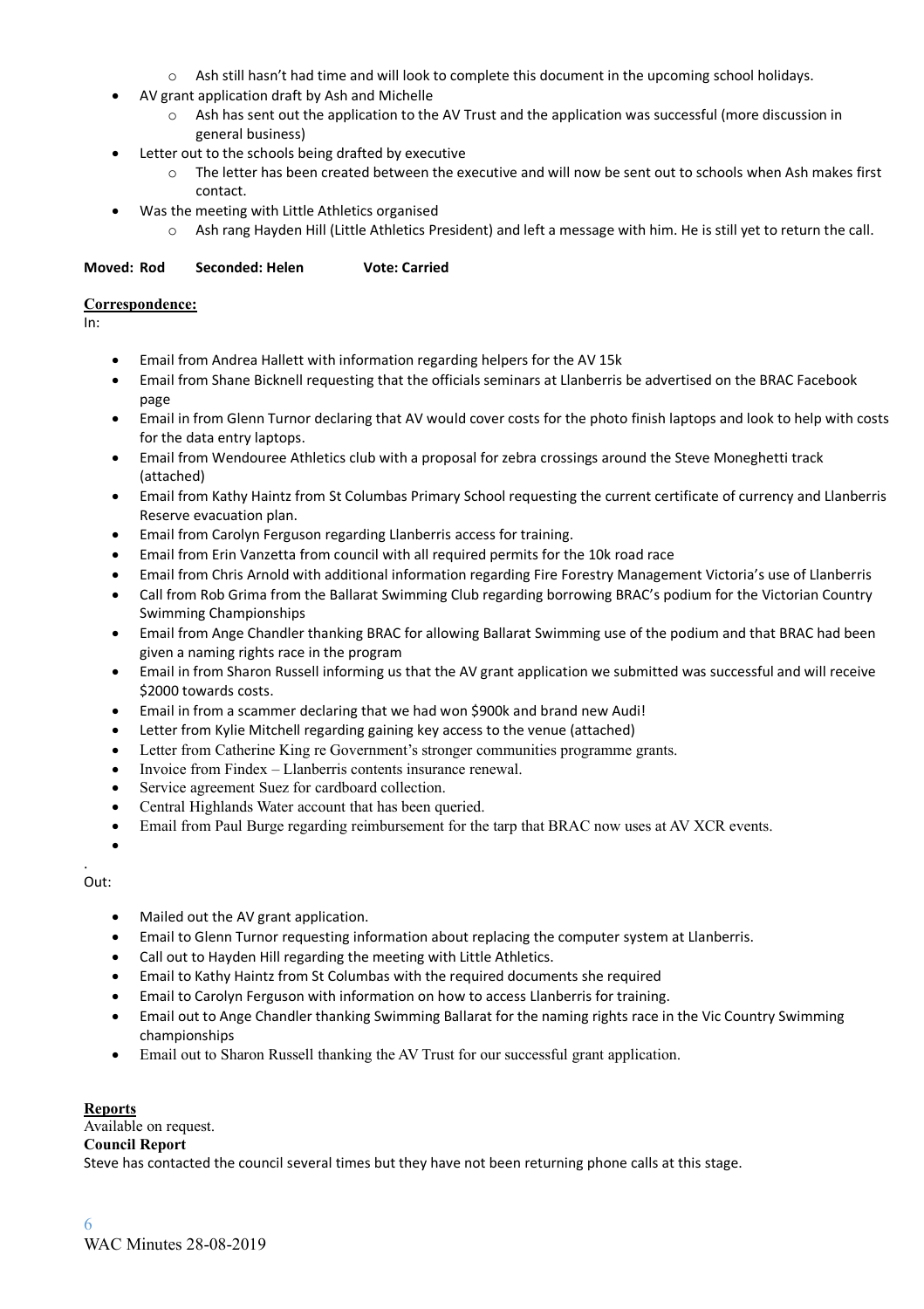- Ash still hasn't had time and will look to complete this document in the upcoming school holidays.
- AV grant application draft by Ash and Michelle
    - Ash has sent out the application to the AV Trust and the application was successful (more discussion in general business)
- Letter out to the schools being drafted by executive
    - The letter has been created between the executive and will now be sent out to schools when Ash makes first contact.
- Was the meeting with Little Athletics organised
    - Ash rang Hayden Hill (Little Athletics President) and left a message with him. He is still yet to return the call.

**Moved: Rod  Seconded: Helen  Vote: Carried**

**Correspondence:**

In:

- Email from Andrea Hallett with information regarding helpers for the AV 15k
- Email from Shane Bicknell requesting that the officials seminars at Llanberris be advertised on the BRAC Facebook page
- Email in from Glenn Turnor declaring that AV would cover costs for the photo finish laptops and look to help with costs for the data entry laptops.
- Email from Wendouree Athletics club with a proposal for zebra crossings around the Steve Moneghetti track (attached)
- Email from Kathy Haintz from St Columbas Primary School requesting the current certificate of currency and Llanberris Reserve evacuation plan.
- Email from Carolyn Ferguson regarding Llanberris access for training.
- Email from Erin Vanzetta from council with all required permits for the 10k road race
- Email from Chris Arnold with additional information regarding Fire Forestry Management Victoria's use of Llanberris
- Call from Rob Grima from the Ballarat Swimming Club regarding borrowing BRAC's podium for the Victorian Country Swimming Championships
- Email from Ange Chandler thanking BRAC for allowing Ballarat Swimming use of the podium and that BRAC had been given a naming rights race in the program
- Email in from Sharon Russell informing us that the AV grant application we submitted was successful and will receive $2000 towards costs.
- Email in from a scammer declaring that we had won $900k and brand new Audi!
- Letter from Kylie Mitchell regarding gaining key access to the venue (attached)
- Letter from Catherine King re Government's stronger communities programme grants.
- Invoice from Findex – Llanberris contents insurance renewal.
- Service agreement Suez for cardboard collection.
- Central Highlands Water account that has been queried.
- Email from Paul Burge regarding reimbursement for the tarp that BRAC now uses at AV XCR events.
- 

.

Out:

- Mailed out the AV grant application.
- Email to Glenn Turnor requesting information about replacing the computer system at Llanberris.
- Call out to Hayden Hill regarding the meeting with Little Athletics.
- Email to Kathy Haintz from St Columbas with the required documents she required
- Email to Carolyn Ferguson with information on how to access Llanberris for training.
- Email out to Ange Chandler thanking Swimming Ballarat for the naming rights race in the Vic Country Swimming championships
- Email out to Sharon Russell thanking the AV Trust for our successful grant application.

**Reports**

Available on request.

**Council Report**

Steve has contacted the council several times but they have not been returning phone calls at this stage.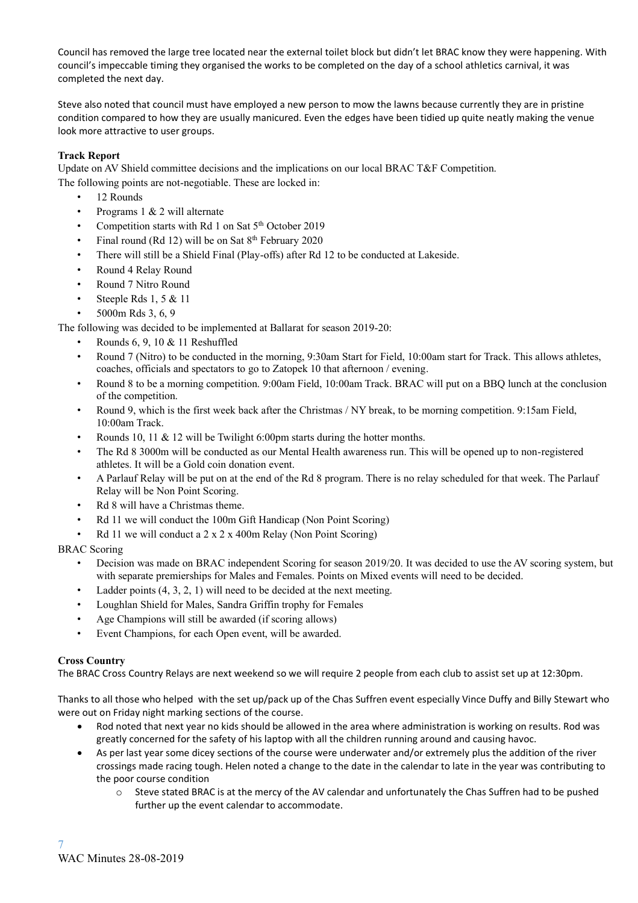Council has removed the large tree located near the external toilet block but didn't let BRAC know they were happening. With council's impeccable timing they organised the works to be completed on the day of a school athletics carnival, it was completed the next day.

Steve also noted that council must have employed a new person to mow the lawns because currently they are in pristine condition compared to how they are usually manicured. Even the edges have been tidied up quite neatly making the venue look more attractive to user groups.

**Track Report**

Update on AV Shield committee decisions and the implications on our local BRAC T&F Competition.

The following points are not-negotiable. These are locked in:

- 12 Rounds
- Programs 1 & 2 will alternate
- Competition starts with Rd 1 on Sat 5th October 2019
- Final round (Rd 12) will be on Sat 8th February 2020
- There will still be a Shield Final (Play-offs) after Rd 12 to be conducted at Lakeside.
- Round 4 Relay Round
- Round 7 Nitro Round
- Steeple Rds 1, 5 & 11
- 5000m Rds 3, 6, 9

The following was decided to be implemented at Ballarat for season 2019-20:

- Rounds 6, 9, 10 & 11 Reshuffled
- Round 7 (Nitro) to be conducted in the morning, 9:30am Start for Field, 10:00am start for Track. This allows athletes, coaches, officials and spectators to go to Zatopek 10 that afternoon / evening.
- Round 8 to be a morning competition. 9:00am Field, 10:00am Track. BRAC will put on a BBQ lunch at the conclusion of the competition.
- Round 9, which is the first week back after the Christmas / NY break, to be morning competition. 9:15am Field, 10:00am Track.
- Rounds 10, 11 & 12 will be Twilight 6:00pm starts during the hotter months.
- The Rd 8 3000m will be conducted as our Mental Health awareness run. This will be opened up to non-registered athletes. It will be a Gold coin donation event.
- A Parlauf Relay will be put on at the end of the Rd 8 program. There is no relay scheduled for that week. The Parlauf Relay will be Non Point Scoring.
- Rd 8 will have a Christmas theme.
- Rd 11 we will conduct the 100m Gift Handicap (Non Point Scoring)
- Rd 11 we will conduct a 2 x 2 x 400m Relay (Non Point Scoring)

BRAC Scoring

- Decision was made on BRAC independent Scoring for season 2019/20. It was decided to use the AV scoring system, but with separate premierships for Males and Females. Points on Mixed events will need to be decided.
- Ladder points (4, 3, 2, 1) will need to be decided at the next meeting.
- Loughlan Shield for Males, Sandra Griffin trophy for Females
- Age Champions will still be awarded (if scoring allows)
- Event Champions, for each Open event, will be awarded.

**Cross Country**

The BRAC Cross Country Relays are next weekend so we will require 2 people from each club to assist set up at 12:30pm.

Thanks to all those who helped with the set up/pack up of the Chas Suffren event especially Vince Duffy and Billy Stewart who were out on Friday night marking sections of the course.

- Rod noted that next year no kids should be allowed in the area where administration is working on results. Rod was greatly concerned for the safety of his laptop with all the children running around and causing havoc.
- As per last year some dicey sections of the course were underwater and/or extremely plus the addition of the river crossings made racing tough. Helen noted a change to the date in the calendar to late in the year was contributing to the poor course condition
    - Steve stated BRAC is at the mercy of the AV calendar and unfortunately the Chas Suffren had to be pushed further up the event calendar to accommodate.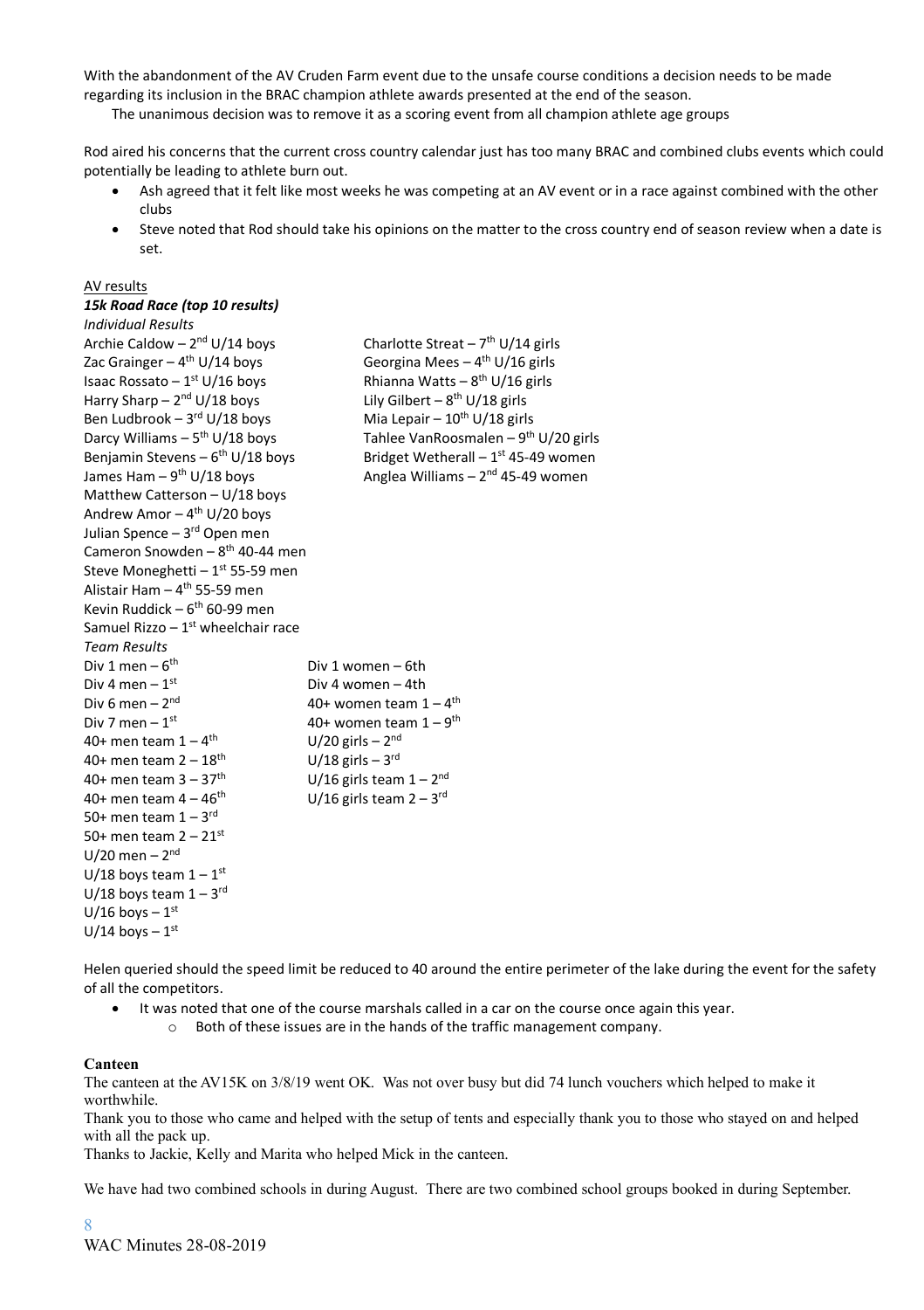With the abandonment of the AV Cruden Farm event due to the unsafe course conditions a decision needs to be made regarding its inclusion in the BRAC champion athlete awards presented at the end of the season.

The unanimous decision was to remove it as a scoring event from all champion athlete age groups

Rod aired his concerns that the current cross country calendar just has too many BRAC and combined clubs events which could potentially be leading to athlete burn out.

- Ash agreed that it felt like most weeks he was competing at an AV event or in a race against combined with the other clubs
- Steve noted that Rod should take his opinions on the matter to the cross country end of season review when a date is set.

AV results

***15k Road Race (top 10 results)***

*Individual Results*

Archie Caldow – 2nd U/14 boys
Zac Grainger – 4th U/14 boys
Isaac Rossato – 1st U/16 boys
Harry Sharp – 2nd U/18 boys
Ben Ludbrook – 3rd U/18 boys
Darcy Williams – 5th U/18 boys
Benjamin Stevens – 6th U/18 boys
James Ham – 9th U/18 boys
Matthew Catterson – U/18 boys
Andrew Amor – 4th U/20 boys
Julian Spence – 3rd Open men
Cameron Snowden – 8th 40-44 men
Steve Moneghetti – 1st 55-59 men
Alistair Ham – 4th 55-59 men
Kevin Ruddick – 6th 60-99 men
Samuel Rizzo – 1st wheelchair race

Charlotte Streat – 7th U/14 girls
Georgina Mees – 4th U/16 girls
Rhianna Watts – 8th U/16 girls
Lily Gilbert – 8th U/18 girls
Mia Lepair – 10th U/18 girls
Tahlee VanRoosmalen – 9th U/20 girls
Bridget Wetherall – 1st 45-49 women
Anglea Williams – 2nd 45-49 women

*Team Results*

Div 1 men – 6th
Div 4 men – 1st
Div 6 men – 2nd
Div 7 men – 1st
40+ men team 1 – 4th
40+ men team 2 – 18th
40+ men team 3 – 37th
40+ men team 4 – 46th
50+ men team 1 – 3rd
50+ men team 2 – 21st
U/20 men – 2nd
U/18 boys team 1 – 1st
U/18 boys team 1 – 3rd
U/16 boys – 1st
U/14 boys – 1st

Div 1 women – 6th
Div 4 women – 4th
40+ women team 1 – 4th
40+ women team 1 – 9th
U/20 girls – 2nd
U/18 girls – 3rd
U/16 girls team 1 – 2nd
U/16 girls team 2 – 3rd

Helen queried should the speed limit be reduced to 40 around the entire perimeter of the lake during the event for the safety of all the competitors.

- It was noted that one of the course marshals called in a car on the course once again this year.
  - Both of these issues are in the hands of the traffic management company.

**Canteen**

The canteen at the AV15K on 3/8/19 went OK. Was not over busy but did 74 lunch vouchers which helped to make it worthwhile.

Thank you to those who came and helped with the setup of tents and especially thank you to those who stayed on and helped with all the pack up.

Thanks to Jackie, Kelly and Marita who helped Mick in the canteen.

We have had two combined schools in during August. There are two combined school groups booked in during September.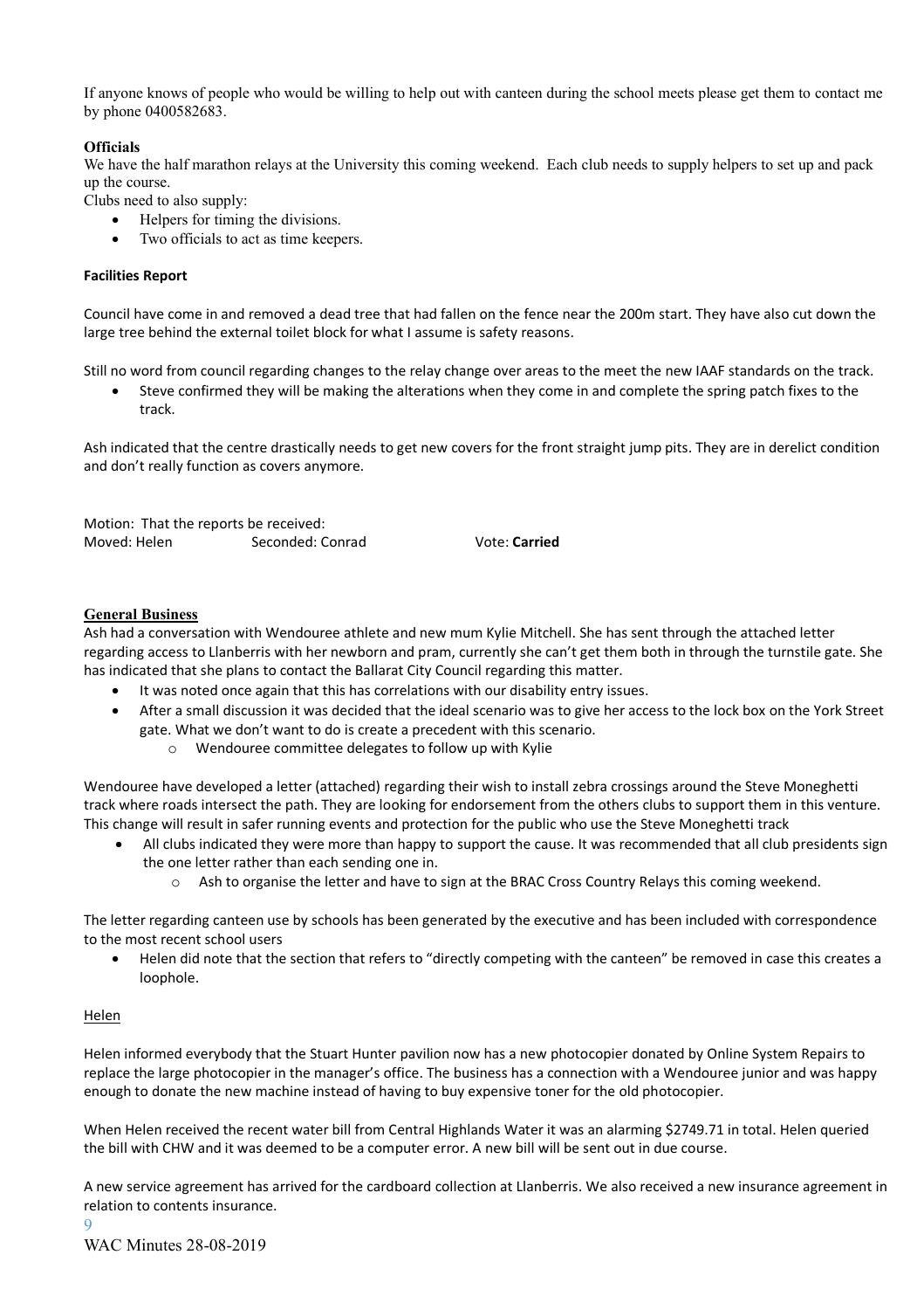If anyone knows of people who would be willing to help out with canteen during the school meets please get them to contact me by phone 0400582683.

**Officials**

We have the half marathon relays at the University this coming weekend. Each club needs to supply helpers to set up and pack up the course.

Clubs need to also supply:

- Helpers for timing the divisions.
- Two officials to act as time keepers.

**Facilities Report**

Council have come in and removed a dead tree that had fallen on the fence near the 200m start. They have also cut down the large tree behind the external toilet block for what I assume is safety reasons.

Still no word from council regarding changes to the relay change over areas to the meet the new IAAF standards on the track.

- Steve confirmed they will be making the alterations when they come in and complete the spring patch fixes to the track.

Ash indicated that the centre drastically needs to get new covers for the front straight jump pits. They are in derelict condition and don't really function as covers anymore.

Motion: That the reports be received:
Moved: Helen Seconded: Conrad Vote: **Carried**

**General Business**

Ash had a conversation with Wendouree athlete and new mum Kylie Mitchell. She has sent through the attached letter regarding access to Llanberris with her newborn and pram, currently she can't get them both in through the turnstile gate. She has indicated that she plans to contact the Ballarat City Council regarding this matter.

- It was noted once again that this has correlations with our disability entry issues.
- After a small discussion it was decided that the ideal scenario was to give her access to the lock box on the York Street gate. What we don't want to do is create a precedent with this scenario.
  - Wendouree committee delegates to follow up with Kylie

Wendouree have developed a letter (attached) regarding their wish to install zebra crossings around the Steve Moneghetti track where roads intersect the path. They are looking for endorsement from the others clubs to support them in this venture. This change will result in safer running events and protection for the public who use the Steve Moneghetti track

- All clubs indicated they were more than happy to support the cause. It was recommended that all club presidents sign the one letter rather than each sending one in.
  - Ash to organise the letter and have to sign at the BRAC Cross Country Relays this coming weekend.

The letter regarding canteen use by schools has been generated by the executive and has been included with correspondence to the most recent school users

- Helen did note that the section that refers to "directly competing with the canteen" be removed in case this creates a loophole.

Helen

Helen informed everybody that the Stuart Hunter pavilion now has a new photocopier donated by Online System Repairs to replace the large photocopier in the manager's office. The business has a connection with a Wendouree junior and was happy enough to donate the new machine instead of having to buy expensive toner for the old photocopier.

When Helen received the recent water bill from Central Highlands Water it was an alarming $2749.71 in total. Helen queried the bill with CHW and it was deemed to be a computer error. A new bill will be sent out in due course.

A new service agreement has arrived for the cardboard collection at Llanberris. We also received a new insurance agreement in relation to contents insurance.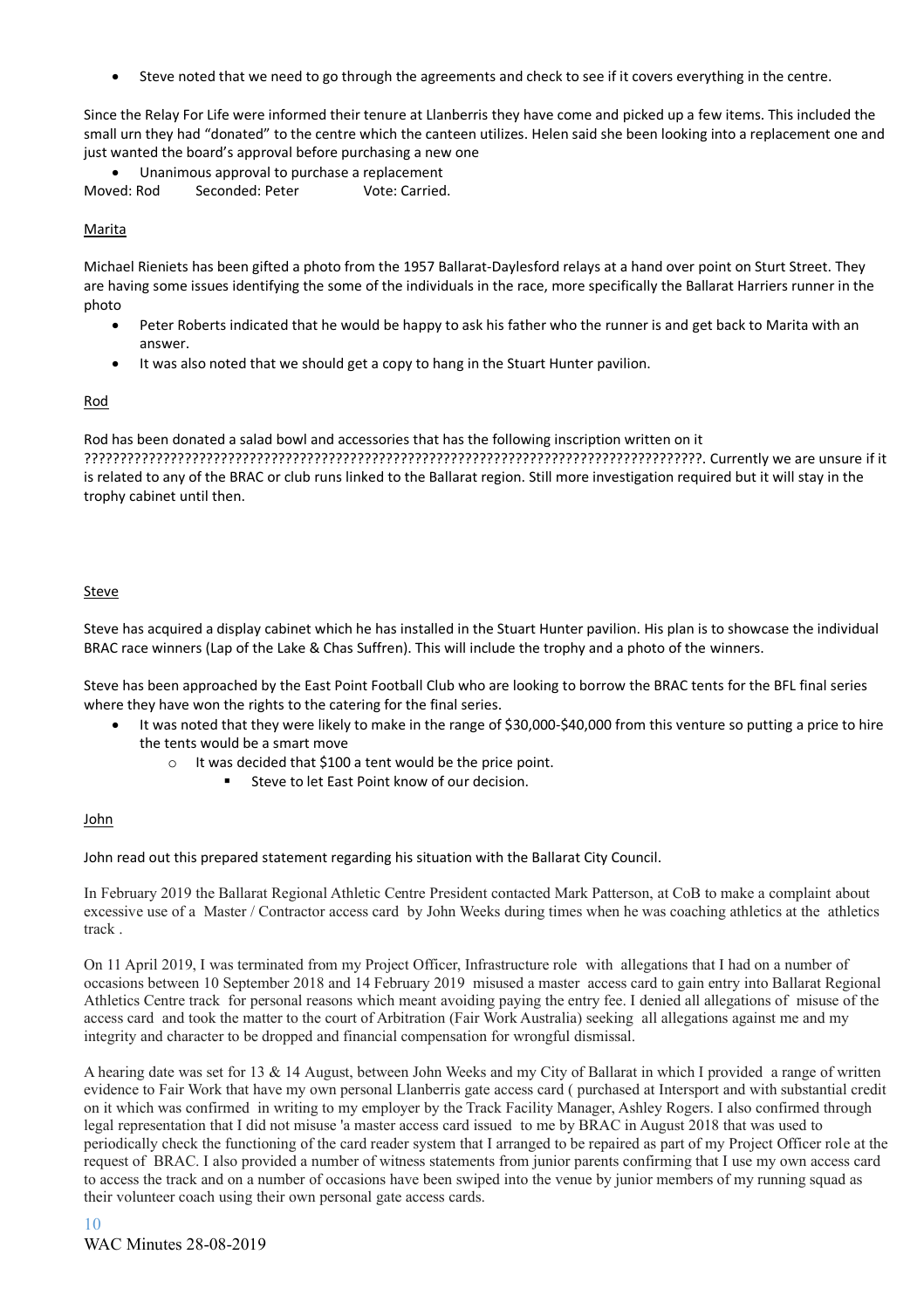- Steve noted that we need to go through the agreements and check to see if it covers everything in the centre.

Since the Relay For Life were informed their tenure at Llanberris they have come and picked up a few items. This included the small urn they had "donated" to the centre which the canteen utilizes. Helen said she been looking into a replacement one and just wanted the board's approval before purchasing a new one

- Unanimous approval to purchase a replacement

Moved: Rod Seconded: Peter Vote: Carried.

Marita

Michael Rieniets has been gifted a photo from the 1957 Ballarat-Daylesford relays at a hand over point on Sturt Street. They are having some issues identifying the some of the individuals in the race, more specifically the Ballarat Harriers runner in the photo

- Peter Roberts indicated that he would be happy to ask his father who the runner is and get back to Marita with an answer.
- It was also noted that we should get a copy to hang in the Stuart Hunter pavilion.

Rod

Rod has been donated a salad bowl and accessories that has the following inscription written on it ??????????????????????????????????????????????????????????????????????????????. Currently we are unsure if it is related to any of the BRAC or club runs linked to the Ballarat region. Still more investigation required but it will stay in the trophy cabinet until then.

Steve

Steve has acquired a display cabinet which he has installed in the Stuart Hunter pavilion. His plan is to showcase the individual BRAC race winners (Lap of the Lake & Chas Suffren). This will include the trophy and a photo of the winners.

Steve has been approached by the East Point Football Club who are looking to borrow the BRAC tents for the BFL final series where they have won the rights to the catering for the final series.

- It was noted that they were likely to make in the range of $30,000-$40,000 from this venture so putting a price to hire the tents would be a smart move
  - It was decided that $100 a tent would be the price point.
    - Steve to let East Point know of our decision.

John

John read out this prepared statement regarding his situation with the Ballarat City Council.

In February 2019 the Ballarat Regional Athletic Centre President contacted Mark Patterson, at CoB to make a complaint about excessive use of a Master / Contractor access card by John Weeks during times when he was coaching athletics at the athletics track .

On 11 April 2019, I was terminated from my Project Officer, Infrastructure role with allegations that I had on a number of occasions between 10 September 2018 and 14 February 2019 misused a master access card to gain entry into Ballarat Regional Athletics Centre track for personal reasons which meant avoiding paying the entry fee. I denied all allegations of misuse of the access card and took the matter to the court of Arbitration (Fair Work Australia) seeking all allegations against me and my integrity and character to be dropped and financial compensation for wrongful dismissal.

A hearing date was set for 13 & 14 August, between John Weeks and my City of Ballarat in which I provided a range of written evidence to Fair Work that have my own personal Llanberris gate access card ( purchased at Intersport and with substantial credit on it which was confirmed in writing to my employer by the Track Facility Manager, Ashley Rogers. I also confirmed through legal representation that I did not misuse 'a master access card issued to me by BRAC in August 2018 that was used to periodically check the functioning of the card reader system that I arranged to be repaired as part of my Project Officer role at the request of BRAC. I also provided a number of witness statements from junior parents confirming that I use my own access card to access the track and on a number of occasions have been swiped into the venue by junior members of my running squad as their volunteer coach using their own personal gate access cards.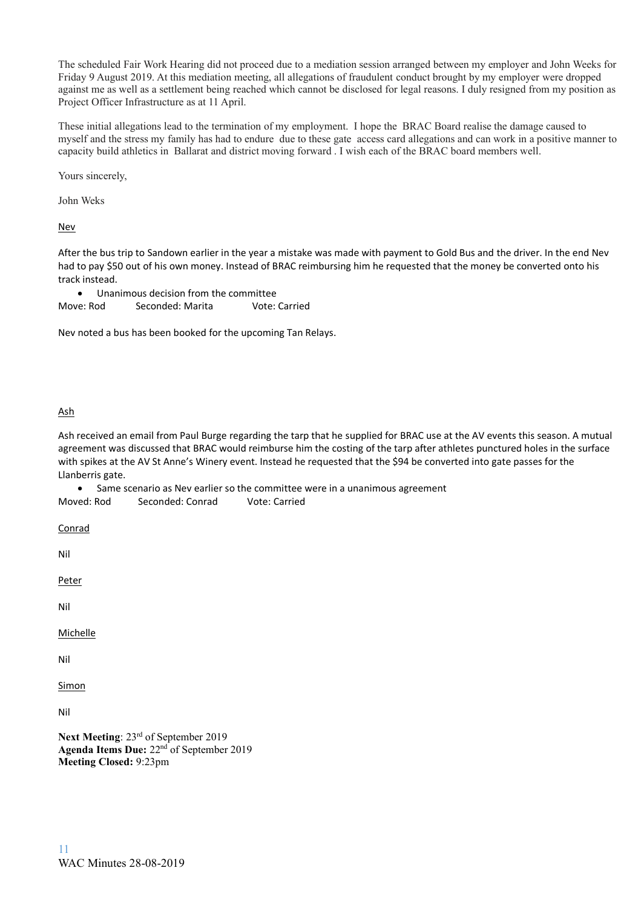The scheduled Fair Work Hearing did not proceed due to a mediation session arranged between my employer and John Weeks for Friday 9 August 2019. At this mediation meeting, all allegations of fraudulent conduct brought by my employer were dropped against me as well as a settlement being reached which cannot be disclosed for legal reasons. I duly resigned from my position as Project Officer Infrastructure as at 11 April.

These initial allegations lead to the termination of my employment. I hope the BRAC Board realise the damage caused to myself and the stress my family has had to endure due to these gate access card allegations and can work in a positive manner to capacity build athletics in Ballarat and district moving forward . I wish each of the BRAC board members well.

Yours sincerely,

John Weks

Nev

After the bus trip to Sandown earlier in the year a mistake was made with payment to Gold Bus and the driver. In the end Nev had to pay $50 out of his own money. Instead of BRAC reimbursing him he requested that the money be converted onto his track instead.

- Unanimous decision from the committee

Move: Rod Seconded: Marita Vote: Carried

Nev noted a bus has been booked for the upcoming Tan Relays.

Ash

Ash received an email from Paul Burge regarding the tarp that he supplied for BRAC use at the AV events this season. A mutual agreement was discussed that BRAC would reimburse him the costing of the tarp after athletes punctured holes in the surface with spikes at the AV St Anne's Winery event. Instead he requested that the $94 be converted into gate passes for the Llanberris gate.

- Same scenario as Nev earlier so the committee were in a unanimous agreement

Moved: Rod Seconded: Conrad Vote: Carried

Conrad

Nil

Peter

Nil

Michelle

Nil

Simon

Nil

**Next Meeting**: 23rd of September 2019
**Agenda Items Due:** 22nd of September 2019
**Meeting Closed:** 9:23pm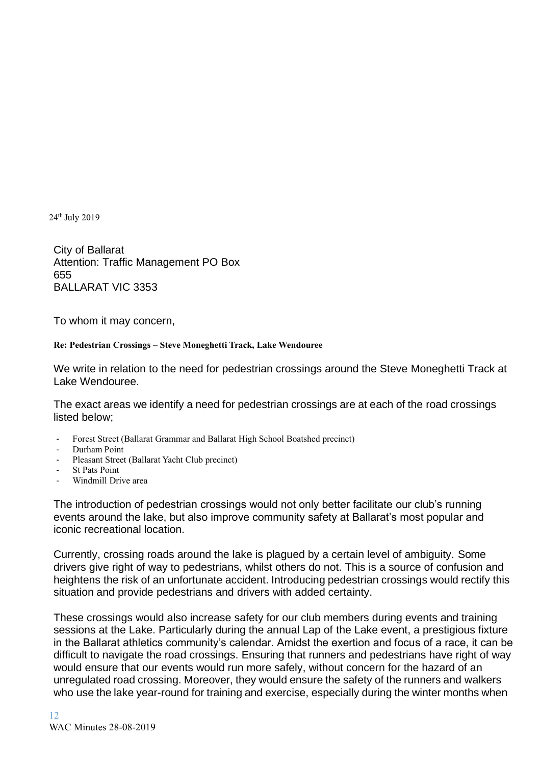24th July 2019

City of Ballarat
Attention: Traffic Management PO Box
655
BALLARAT VIC 3353

To whom it may concern,

**Re: Pedestrian Crossings – Steve Moneghetti Track, Lake Wendouree**

We write in relation to the need for pedestrian crossings around the Steve Moneghetti Track at Lake Wendouree.

The exact areas we identify a need for pedestrian crossings are at each of the road crossings listed below;

- Forest Street (Ballarat Grammar and Ballarat High School Boatshed precinct)
- Durham Point
- Pleasant Street (Ballarat Yacht Club precinct)
- St Pats Point
- Windmill Drive area

The introduction of pedestrian crossings would not only better facilitate our club's running events around the lake, but also improve community safety at Ballarat's most popular and iconic recreational location.

Currently, crossing roads around the lake is plagued by a certain level of ambiguity. Some drivers give right of way to pedestrians, whilst others do not. This is a source of confusion and heightens the risk of an unfortunate accident. Introducing pedestrian crossings would rectify this situation and provide pedestrians and drivers with added certainty.

These crossings would also increase safety for our club members during events and training sessions at the Lake. Particularly during the annual Lap of the Lake event, a prestigious fixture in the Ballarat athletics community's calendar. Amidst the exertion and focus of a race, it can be difficult to navigate the road crossings. Ensuring that runners and pedestrians have right of way would ensure that our events would run more safely, without concern for the hazard of an unregulated road crossing. Moreover, they would ensure the safety of the runners and walkers who use the lake year-round for training and exercise, especially during the winter months when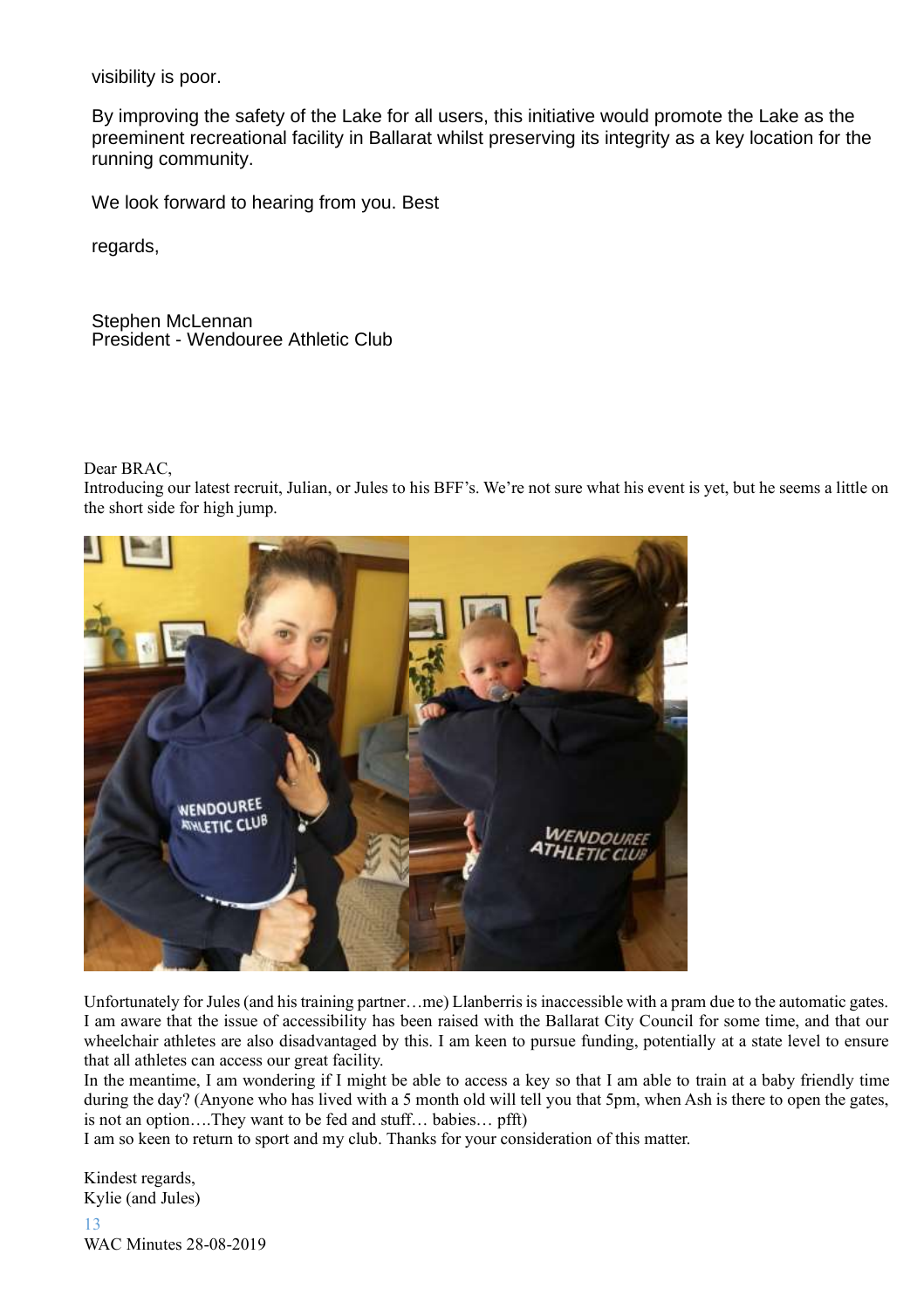visibility is poor.

By improving the safety of the Lake for all users, this initiative would promote the Lake as the preeminent recreational facility in Ballarat whilst preserving its integrity as a key location for the running community.

We look forward to hearing from you. Best

regards,

Stephen McLennan
President - Wendouree Athletic Club

Dear BRAC,
Introducing our latest recruit, Julian, or Jules to his BFF's. We're not sure what his event is yet, but he seems a little on the short side for high jump.

Unfortunately for Jules (and his training partner…me) Llanberris is inaccessible with a pram due to the automatic gates. I am aware that the issue of accessibility has been raised with the Ballarat City Council for some time, and that our wheelchair athletes are also disadvantaged by this. I am keen to pursue funding, potentially at a state level to ensure that all athletes can access our great facility.
In the meantime, I am wondering if I might be able to access a key so that I am able to train at a baby friendly time during the day? (Anyone who has lived with a 5 month old will tell you that 5pm, when Ash is there to open the gates, is not an option….They want to be fed and stuff… babies… pfft)
I am so keen to return to sport and my club. Thanks for your consideration of this matter.

Kindest regards,
Kylie (and Jules)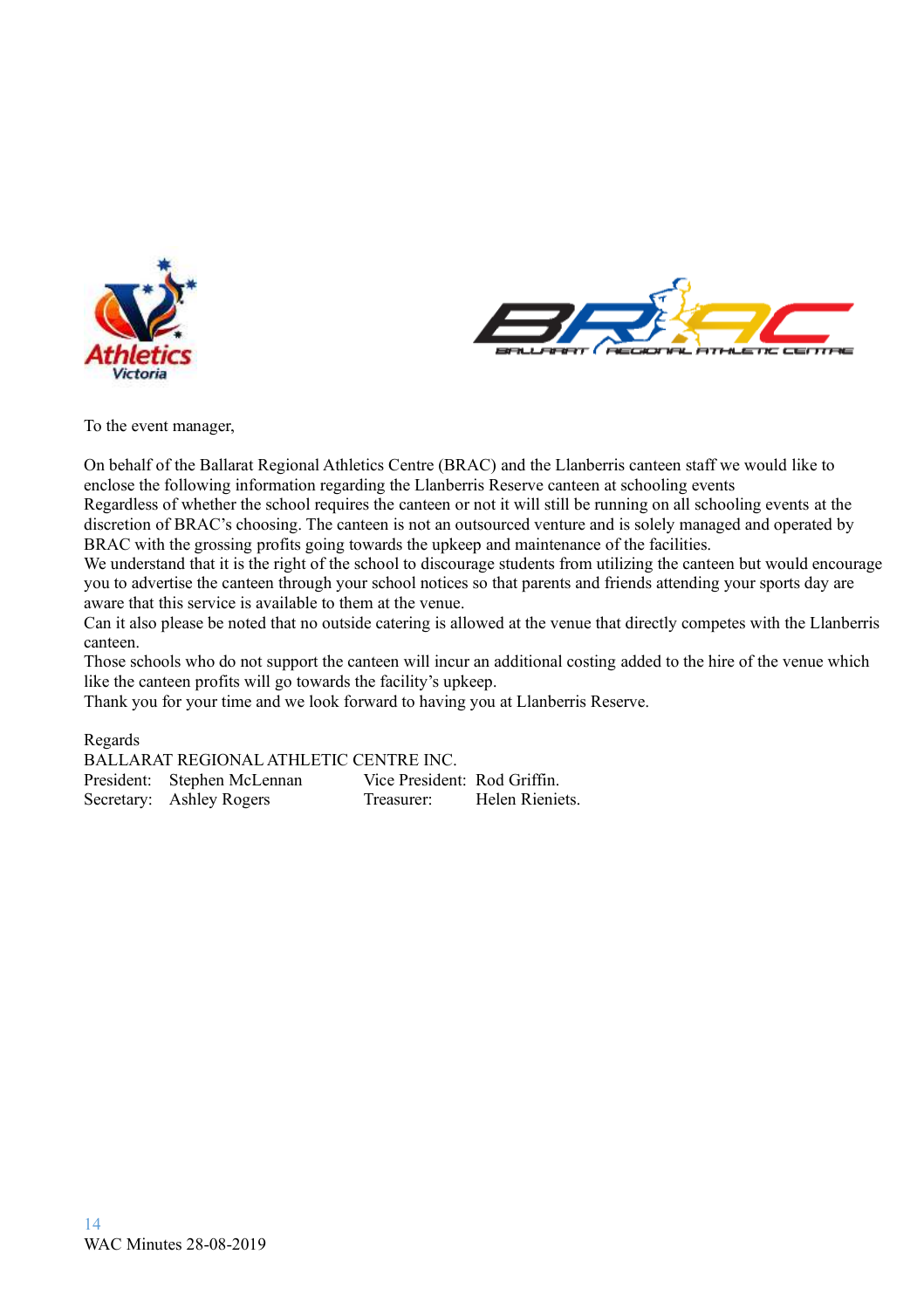To the event manager,

On behalf of the Ballarat Regional Athletics Centre (BRAC) and the Llanberris canteen staff we would like to enclose the following information regarding the Llanberris Reserve canteen at schooling events
Regardless of whether the school requires the canteen or not it will still be running on all schooling events at the discretion of BRAC's choosing. The canteen is not an outsourced venture and is solely managed and operated by BRAC with the grossing profits going towards the upkeep and maintenance of the facilities.
We understand that it is the right of the school to discourage students from utilizing the canteen but would encourage you to advertise the canteen through your school notices so that parents and friends attending your sports day are aware that this service is available to them at the venue.
Can it also please be noted that no outside catering is allowed at the venue that directly competes with the Llanberris canteen.
Those schools who do not support the canteen will incur an additional costing added to the hire of the venue which like the canteen profits will go towards the facility's upkeep.
Thank you for your time and we look forward to having you at Llanberris Reserve.

Regards
BALLARAT REGIONAL ATHLETIC CENTRE INC.

| | | | |
|---|---|---|---|
| President: | Stephen McLennan | Vice President: | Rod Griffin. |
| Secretary: | Ashley Rogers | Treasurer: | Helen Rieniets. |

WAC Minutes 28-08-2019